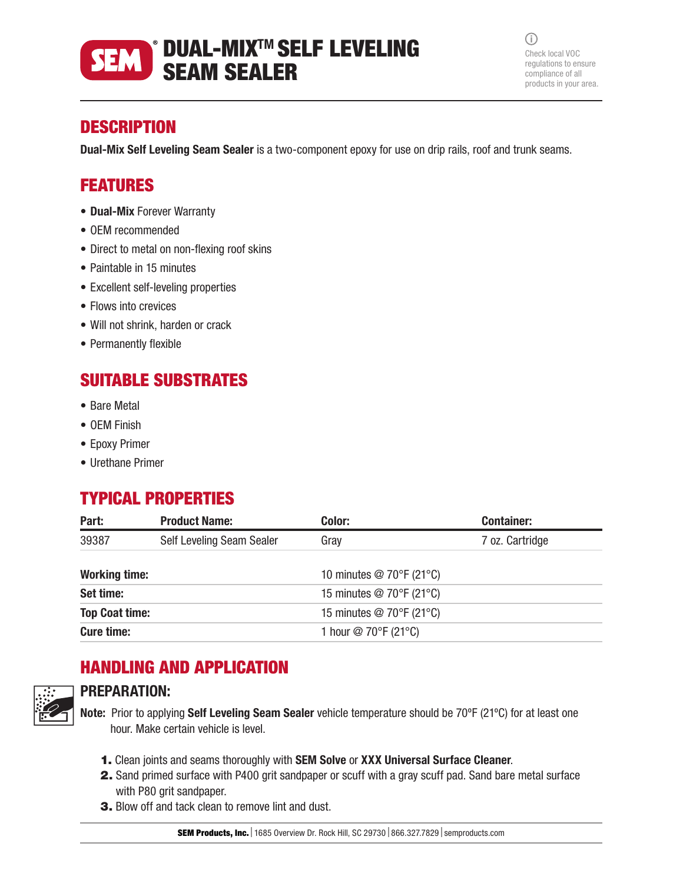# DUAL-MIX™ SELF LEVELING SEAM SEALER

Check local VOC regulations to ensure compliance of all products in your area.

## DESCRIPTION

**Dual-Mix Self Leveling Seam Sealer** is a two-component epoxy for use on drip rails, roof and trunk seams.

## FEATURES

- **Dual-Mix** Forever Warranty
- OEM recommended
- Direct to metal on non-flexing roof skins
- Paintable in 15 minutes
- Excellent self-leveling properties
- Flows into crevices
- Will not shrink, harden or crack
- Permanently flexible

## SUITABLE SUBSTRATES

- Bare Metal
- OEM Finish
- Epoxy Primer
- Urethane Primer

## TYPICAL PROPERTIES

| Part: | Product Name: | Color: | Container: |
|---|---|---|---|
| 39387 | Self Leveling Seam Sealer | Gray | 7 oz. Cartridge |

| | |
|---|---|
| **Working time:** | 10 minutes @ 70°F (21°C) |
| **Set time:** | 15 minutes @ 70°F (21°C) |
| **Top Coat time:** | 15 minutes @ 70°F (21°C) |
| **Cure time:** | 1 hour @ 70°F (21°C) |

## HANDLING AND APPLICATION

### PREPARATION:

**Note:** Prior to applying **Self Leveling Seam Sealer** vehicle temperature should be 70ºF (21ºC) for at least one hour. Make certain vehicle is level.

1. Clean joints and seams thoroughly with **SEM Solve** or **XXX Universal Surface Cleaner**.
2. Sand primed surface with P400 grit sandpaper or scuff with a gray scuff pad. Sand bare metal surface with P80 grit sandpaper.
3. Blow off and tack clean to remove lint and dust.

**SEM Products, Inc.** | 1685 Overview Dr. Rock Hill, SC 29730 | 866.327.7829 | semproducts.com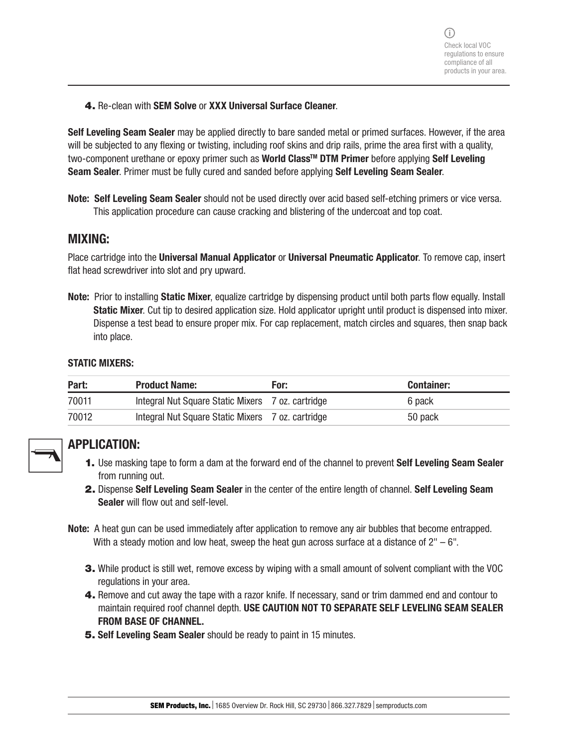Check local VOC regulations to ensure compliance of all products in your area.

4. Re-clean with **SEM Solve** or **XXX Universal Surface Cleaner**.

**Self Leveling Seam Sealer** may be applied directly to bare sanded metal or primed surfaces. However, if the area will be subjected to any flexing or twisting, including roof skins and drip rails, prime the area first with a quality, two-component urethane or epoxy primer such as **World Class™ DTM Primer** before applying **Self Leveling Seam Sealer**. Primer must be fully cured and sanded before applying **Self Leveling Seam Sealer**.

**Note:** **Self Leveling Seam Sealer** should not be used directly over acid based self-etching primers or vice versa. This application procedure can cause cracking and blistering of the undercoat and top coat.

## MIXING:

Place cartridge into the **Universal Manual Applicator** or **Universal Pneumatic Applicator**. To remove cap, insert flat head screwdriver into slot and pry upward.

**Note:** Prior to installing **Static Mixer**, equalize cartridge by dispensing product until both parts flow equally. Install **Static Mixer**. Cut tip to desired application size. Hold applicator upright until product is dispensed into mixer. Dispense a test bead to ensure proper mix. For cap replacement, match circles and squares, then snap back into place.

### STATIC MIXERS:

| Part: | Product Name: | For: | Container: |
|---|---|---|---|
| 70011 | Integral Nut Square Static Mixers | 7 oz. cartridge | 6 pack |
| 70012 | Integral Nut Square Static Mixers | 7 oz. cartridge | 50 pack |

## APPLICATION:

1. Use masking tape to form a dam at the forward end of the channel to prevent **Self Leveling Seam Sealer** from running out.
2. Dispense **Self Leveling Seam Sealer** in the center of the entire length of channel. **Self Leveling Seam Sealer** will flow out and self-level.

**Note:** A heat gun can be used immediately after application to remove any air bubbles that become entrapped. With a steady motion and low heat, sweep the heat gun across surface at a distance of 2" – 6".

3. While product is still wet, remove excess by wiping with a small amount of solvent compliant with the VOC regulations in your area.
4. Remove and cut away the tape with a razor knife. If necessary, sand or trim dammed end and contour to maintain required roof channel depth. **USE CAUTION NOT TO SEPARATE SELF LEVELING SEAM SEALER FROM BASE OF CHANNEL.**
5. **Self Leveling Seam Sealer** should be ready to paint in 15 minutes.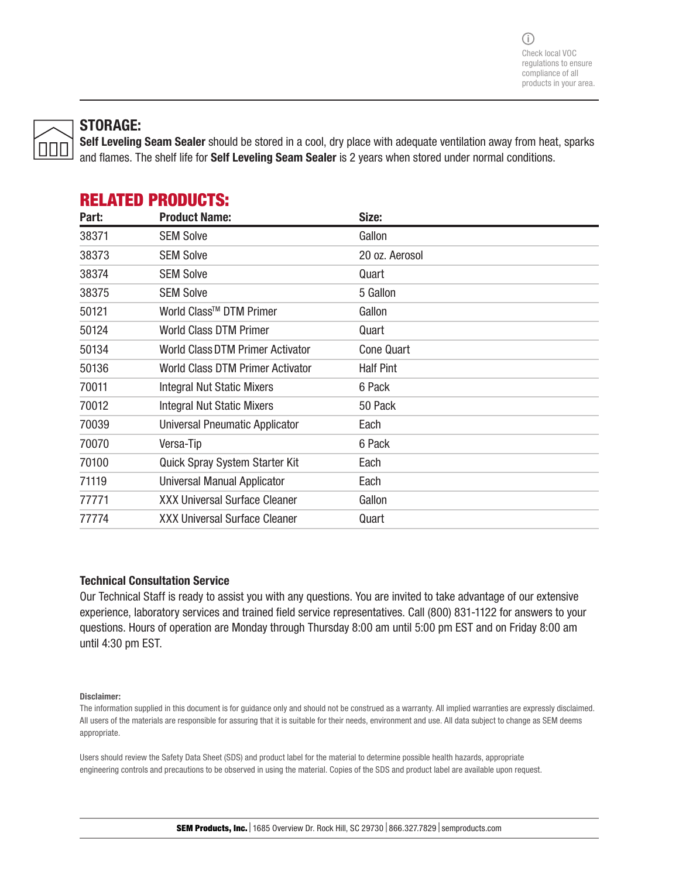Check local VOC regulations to ensure compliance of all products in your area.

## STORAGE:

**Self Leveling Seam Sealer** should be stored in a cool, dry place with adequate ventilation away from heat, sparks and flames. The shelf life for **Self Leveling Seam Sealer** is 2 years when stored under normal conditions.

## RELATED PRODUCTS:

| Part: | Product Name: | Size: |
|---|---|---|
| 38371 | SEM Solve | Gallon |
| 38373 | SEM Solve | 20 oz. Aerosol |
| 38374 | SEM Solve | Quart |
| 38375 | SEM Solve | 5 Gallon |
| 50121 | World Class™ DTM Primer | Gallon |
| 50124 | World Class DTM Primer | Quart |
| 50134 | World Class DTM Primer Activator | Cone Quart |
| 50136 | World Class DTM Primer Activator | Half Pint |
| 70011 | Integral Nut Static Mixers | 6 Pack |
| 70012 | Integral Nut Static Mixers | 50 Pack |
| 70039 | Universal Pneumatic Applicator | Each |
| 70070 | Versa-Tip | 6 Pack |
| 70100 | Quick Spray System Starter Kit | Each |
| 71119 | Universal Manual Applicator | Each |
| 77771 | XXX Universal Surface Cleaner | Gallon |
| 77774 | XXX Universal Surface Cleaner | Quart |

### Technical Consultation Service

Our Technical Staff is ready to assist you with any questions. You are invited to take advantage of our extensive experience, laboratory services and trained field service representatives. Call (800) 831-1122 for answers to your questions. Hours of operation are Monday through Thursday 8:00 am until 5:00 pm EST and on Friday 8:00 am until 4:30 pm EST.

**Disclaimer:**

The information supplied in this document is for guidance only and should not be construed as a warranty. All implied warranties are expressly disclaimed. All users of the materials are responsible for assuring that it is suitable for their needs, environment and use. All data subject to change as SEM deems appropriate.

Users should review the Safety Data Sheet (SDS) and product label for the material to determine possible health hazards, appropriate engineering controls and precautions to be observed in using the material. Copies of the SDS and product label are available upon request.

**SEM Products, Inc.** | 1685 Overview Dr. Rock Hill, SC 29730 | 866.327.7829 | semproducts.com